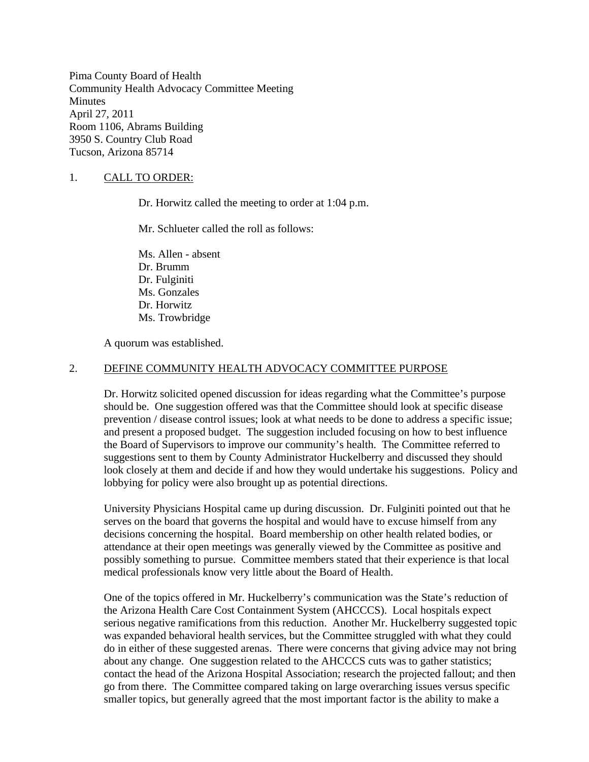Pima County Board of Health
Community Health Advocacy Committee Meeting
Minutes
April 27, 2011
Room 1106, Abrams Building
3950 S. Country Club Road
Tucson, Arizona 85714

1. CALL TO ORDER:

Dr. Horwitz called the meeting to order at 1:04 p.m.

Mr. Schlueter called the roll as follows:

Ms. Allen - absent
Dr. Brumm
Dr. Fulginiti
Ms. Gonzales
Dr. Horwitz
Ms. Trowbridge

A quorum was established.

2. DEFINE COMMUNITY HEALTH ADVOCACY COMMITTEE PURPOSE

Dr. Horwitz solicited opened discussion for ideas regarding what the Committee's purpose should be. One suggestion offered was that the Committee should look at specific disease prevention / disease control issues; look at what needs to be done to address a specific issue; and present a proposed budget. The suggestion included focusing on how to best influence the Board of Supervisors to improve our community's health. The Committee referred to suggestions sent to them by County Administrator Huckelberry and discussed they should look closely at them and decide if and how they would undertake his suggestions. Policy and lobbying for policy were also brought up as potential directions.

University Physicians Hospital came up during discussion. Dr. Fulginiti pointed out that he serves on the board that governs the hospital and would have to excuse himself from any decisions concerning the hospital. Board membership on other health related bodies, or attendance at their open meetings was generally viewed by the Committee as positive and possibly something to pursue. Committee members stated that their experience is that local medical professionals know very little about the Board of Health.

One of the topics offered in Mr. Huckelberry's communication was the State's reduction of the Arizona Health Care Cost Containment System (AHCCCS). Local hospitals expect serious negative ramifications from this reduction. Another Mr. Huckelberry suggested topic was expanded behavioral health services, but the Committee struggled with what they could do in either of these suggested arenas. There were concerns that giving advice may not bring about any change. One suggestion related to the AHCCCS cuts was to gather statistics; contact the head of the Arizona Hospital Association; research the projected fallout; and then go from there. The Committee compared taking on large overarching issues versus specific smaller topics, but generally agreed that the most important factor is the ability to make a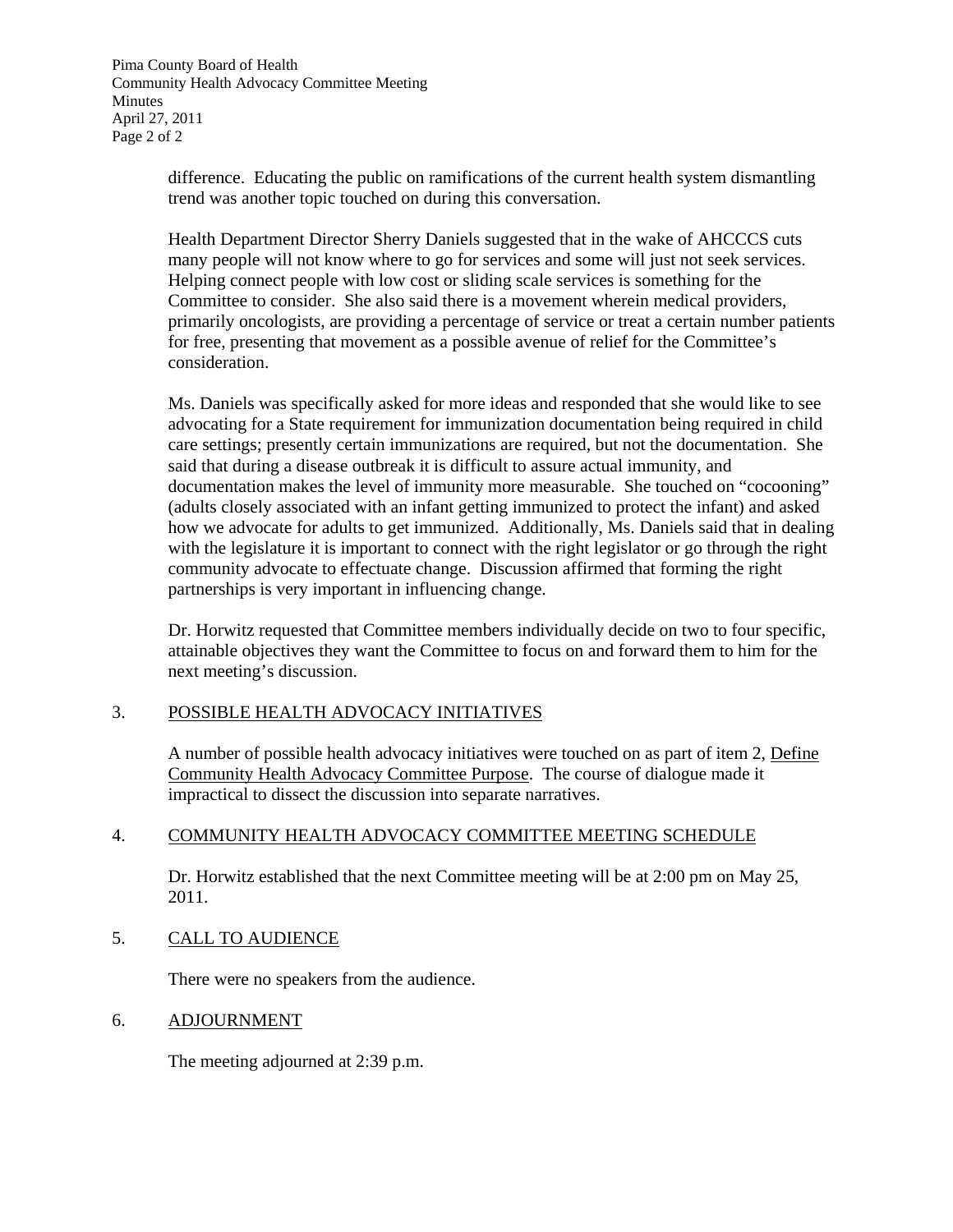difference. Educating the public on ramifications of the current health system dismantling trend was another topic touched on during this conversation.

Health Department Director Sherry Daniels suggested that in the wake of AHCCCS cuts many people will not know where to go for services and some will just not seek services. Helping connect people with low cost or sliding scale services is something for the Committee to consider. She also said there is a movement wherein medical providers, primarily oncologists, are providing a percentage of service or treat a certain number patients for free, presenting that movement as a possible avenue of relief for the Committee's consideration.

Ms. Daniels was specifically asked for more ideas and responded that she would like to see advocating for a State requirement for immunization documentation being required in child care settings; presently certain immunizations are required, but not the documentation. She said that during a disease outbreak it is difficult to assure actual immunity, and documentation makes the level of immunity more measurable. She touched on "cocooning" (adults closely associated with an infant getting immunized to protect the infant) and asked how we advocate for adults to get immunized. Additionally, Ms. Daniels said that in dealing with the legislature it is important to connect with the right legislator or go through the right community advocate to effectuate change. Discussion affirmed that forming the right partnerships is very important in influencing change.

Dr. Horwitz requested that Committee members individually decide on two to four specific, attainable objectives they want the Committee to focus on and forward them to him for the next meeting's discussion.

3. POSSIBLE HEALTH ADVOCACY INITIATIVES

A number of possible health advocacy initiatives were touched on as part of item 2, Define Community Health Advocacy Committee Purpose. The course of dialogue made it impractical to dissect the discussion into separate narratives.

4. COMMUNITY HEALTH ADVOCACY COMMITTEE MEETING SCHEDULE

Dr. Horwitz established that the next Committee meeting will be at 2:00 pm on May 25, 2011.

5. CALL TO AUDIENCE

There were no speakers from the audience.

6. ADJOURNMENT

The meeting adjourned at 2:39 p.m.